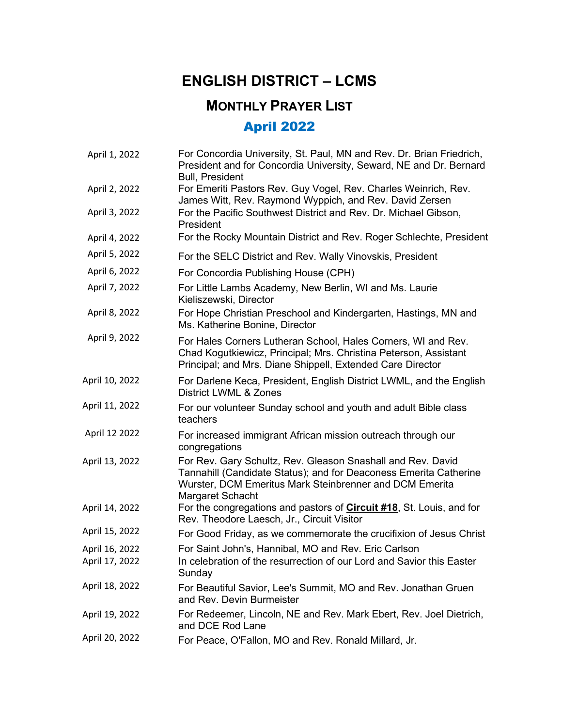# ENGLISH DISTRICT – LCMS

## MONTHLY PRAYER LIST

## April 2022

| | |
|---|---|
| April 1, 2022 | For Concordia University, St. Paul, MN and Rev. Dr. Brian Friedrich, President and for Concordia University, Seward, NE and Dr. Bernard Bull, President |
| April 2, 2022 | For Emeriti Pastors Rev. Guy Vogel, Rev. Charles Weinrich, Rev. James Witt, Rev. Raymond Wyppich, and Rev. David Zersen |
| April 3, 2022 | For the Pacific Southwest District and Rev. Dr. Michael Gibson, President |
| April 4, 2022 | For the Rocky Mountain District and Rev. Roger Schlechte, President |
| April 5, 2022 | For the SELC District and Rev. Wally Vinovskis, President |
| April 6, 2022 | For Concordia Publishing House (CPH) |
| April 7, 2022 | For Little Lambs Academy, New Berlin, WI and Ms. Laurie Kieliszewski, Director |
| April 8, 2022 | For Hope Christian Preschool and Kindergarten, Hastings, MN and Ms. Katherine Bonine, Director |
| April 9, 2022 | For Hales Corners Lutheran School, Hales Corners, WI and Rev. Chad Kogutkiewicz, Principal; Mrs. Christina Peterson, Assistant Principal; and Mrs. Diane Shippell, Extended Care Director |
| April 10, 2022 | For Darlene Keca, President, English District LWML, and the English District LWML & Zones |
| April 11, 2022 | For our volunteer Sunday school and youth and adult Bible class teachers |
| April 12 2022 | For increased immigrant African mission outreach through our congregations |
| April 13, 2022 | For Rev. Gary Schultz, Rev. Gleason Snashall and Rev. David Tannahill (Candidate Status); and for Deaconess Emerita Catherine Wurster, DCM Emeritus Mark Steinbrenner and DCM Emerita Margaret Schacht |
| April 14, 2022 | For the congregations and pastors of **Circuit #18**, St. Louis, and for Rev. Theodore Laesch, Jr., Circuit Visitor |
| April 15, 2022 | For Good Friday, as we commemorate the crucifixion of Jesus Christ |
| April 16, 2022 | For Saint John's, Hannibal, MO and Rev. Eric Carlson |
| April 17, 2022 | In celebration of the resurrection of our Lord and Savior this Easter Sunday |
| April 18, 2022 | For Beautiful Savior, Lee's Summit, MO and Rev. Jonathan Gruen and Rev. Devin Burmeister |
| April 19, 2022 | For Redeemer, Lincoln, NE and Rev. Mark Ebert, Rev. Joel Dietrich, and DCE Rod Lane |
| April 20, 2022 | For Peace, O'Fallon, MO and Rev. Ronald Millard, Jr. |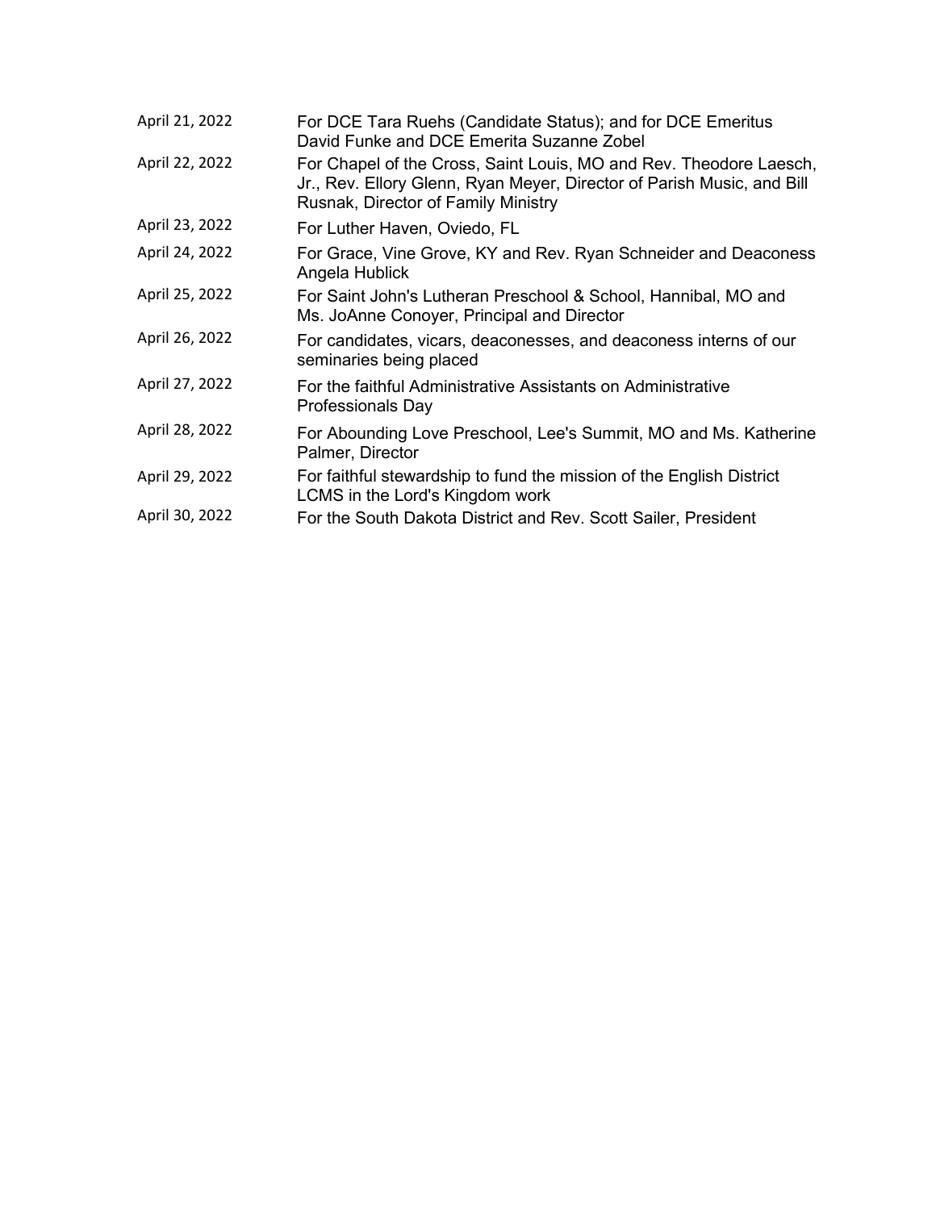| | |
|---|---|
| April 21, 2022 | For DCE Tara Ruehs (Candidate Status); and for DCE Emeritus David Funke and DCE Emerita Suzanne Zobel |
| April 22, 2022 | For Chapel of the Cross, Saint Louis, MO and Rev. Theodore Laesch, Jr., Rev. Ellory Glenn, Ryan Meyer, Director of Parish Music, and Bill Rusnak, Director of Family Ministry |
| April 23, 2022 | For Luther Haven, Oviedo, FL |
| April 24, 2022 | For Grace, Vine Grove, KY and Rev. Ryan Schneider and Deaconess Angela Hublick |
| April 25, 2022 | For Saint John's Lutheran Preschool & School, Hannibal, MO and Ms. JoAnne Conoyer, Principal and Director |
| April 26, 2022 | For candidates, vicars, deaconesses, and deaconess interns of our seminaries being placed |
| April 27, 2022 | For the faithful Administrative Assistants on Administrative Professionals Day |
| April 28, 2022 | For Abounding Love Preschool, Lee's Summit, MO and Ms. Katherine Palmer, Director |
| April 29, 2022 | For faithful stewardship to fund the mission of the English District LCMS in the Lord's Kingdom work |
| April 30, 2022 | For the South Dakota District and Rev. Scott Sailer, President |